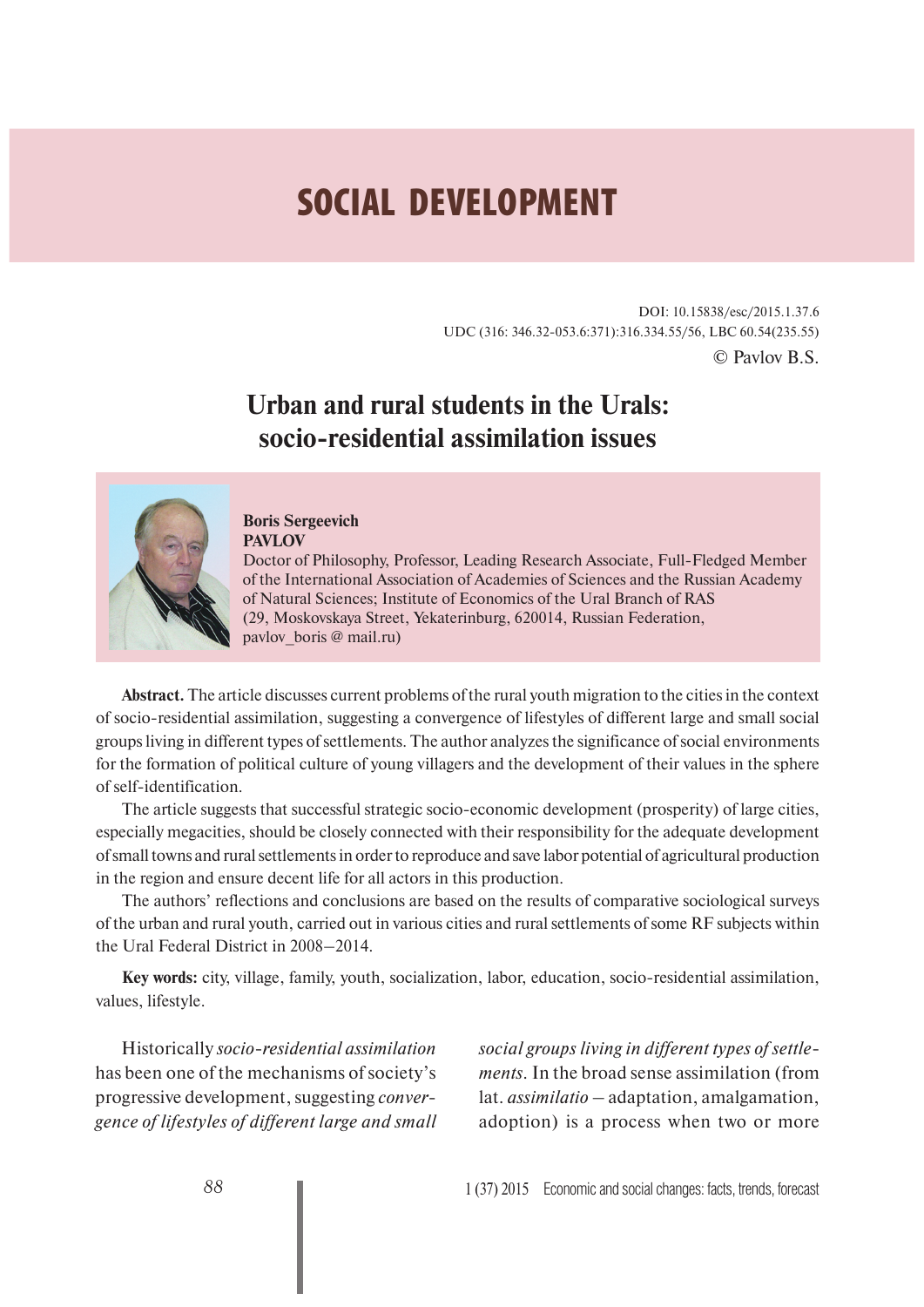# SOCIAL DEVELOPMENT

DOI: 10.15838/esc/2015.1.37.6
UDC (316: 346.32-053.6:371):316.334.55/56, LBC 60.54(235.55)
© Pavlov B.S.

## Urban and rural students in the Urals: socio-residential assimilation issues

**Boris Sergeevich PAVLOV**
Doctor of Philosophy, Professor, Leading Research Associate, Full-Fledged Member of the International Association of Academies of Sciences and the Russian Academy of Natural Sciences; Institute of Economics of the Ural Branch of RAS (29, Moskovskaya Street, Yekaterinburg, 620014, Russian Federation, pavlov_boris @ mail.ru)

**Abstract.** The article discusses current problems of the rural youth migration to the cities in the context of socio-residential assimilation, suggesting a convergence of lifestyles of different large and small social groups living in different types of settlements. The author analyzes the significance of social environments for the formation of political culture of young villagers and the development of their values in the sphere of self-identification.

The article suggests that successful strategic socio-economic development (prosperity) of large cities, especially megacities, should be closely connected with their responsibility for the adequate development of small towns and rural settlements in order to reproduce and save labor potential of agricultural production in the region and ensure decent life for all actors in this production.

The authors' reflections and conclusions are based on the results of comparative sociological surveys of the urban and rural youth, carried out in various cities and rural settlements of some RF subjects within the Ural Federal District in 2008–2014.

**Key words:** city, village, family, youth, socialization, labor, education, socio-residential assimilation, values, lifestyle.

Historically *socio-residential assimilation* has been one of the mechanisms of society's progressive development, suggesting *convergence of lifestyles of different large and small social groups living in different types of settlements*. In the broad sense assimilation (from lat. *assimilatio* – adaptation, amalgamation, adoption) is a process when two or more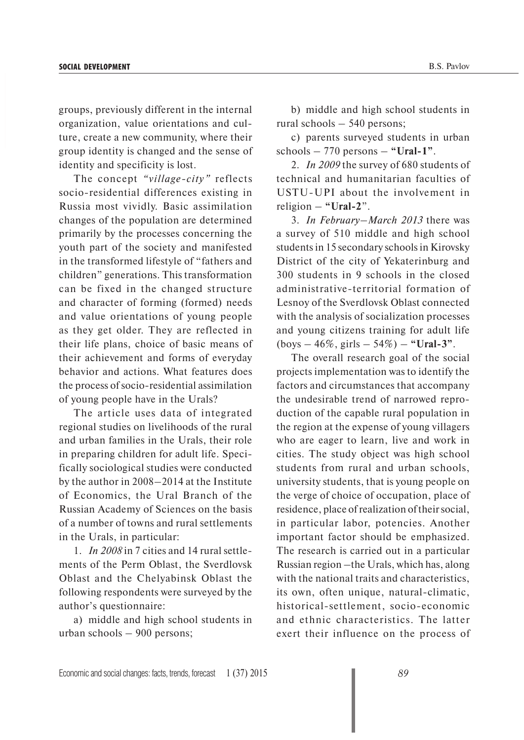groups, previously different in the internal organization, value orientations and culture, create a new community, where their group identity is changed and the sense of identity and specificity is lost.

The concept *"village-city"* reflects socio-residential differences existing in Russia most vividly. Basic assimilation changes of the population are determined primarily by the processes concerning the youth part of the society and manifested in the transformed lifestyle of "fathers and children" generations. This transformation can be fixed in the changed structure and character of forming (formed) needs and value orientations of young people as they get older. They are reflected in their life plans, choice of basic means of their achievement and forms of everyday behavior and actions. What features does the process of socio-residential assimilation of young people have in the Urals?

The article uses data of integrated regional studies on livelihoods of the rural and urban families in the Urals, their role in preparing children for adult life. Specifically sociological studies were conducted by the author in 2008–2014 at the Institute of Economics, the Ural Branch of the Russian Academy of Sciences on the basis of a number of towns and rural settlements in the Urals, in particular:

1. *In 2008* in 7 cities and 14 rural settlements of the Perm Oblast, the Sverdlovsk Oblast and the Chelyabinsk Oblast the following respondents were surveyed by the author's questionnaire:

a) middle and high school students in urban schools – 900 persons;

b) middle and high school students in rural schools – 540 persons;

c) parents surveyed students in urban schools – 770 persons – **"Ural-1"**.

2. *In 2009* the survey of 680 students of technical and humanitarian faculties of USTU-UPI about the involvement in religion – **"Ural-2"**.

3. *In February–March 2013* there was a survey of 510 middle and high school students in 15 secondary schools in Kirovsky District of the city of Yekaterinburg and 300 students in 9 schools in the closed administrative-territorial formation of Lesnoy of the Sverdlovsk Oblast connected with the analysis of socialization processes and young citizens training for adult life (boys – 46%, girls – 54%) – **"Ural-3"**.

The overall research goal of the social projects implementation was to identify the factors and circumstances that accompany the undesirable trend of narrowed reproduction of the capable rural population in the region at the expense of young villagers who are eager to learn, live and work in cities. The study object was high school students from rural and urban schools, university students, that is young people on the verge of choice of occupation, place of residence, place of realization of their social, in particular labor, potencies. Another important factor should be emphasized. The research is carried out in a particular Russian region –the Urals, which has, along with the national traits and characteristics, its own, often unique, natural-climatic, historical-settlement, socio-economic and ethnic characteristics. The latter exert their influence on the process of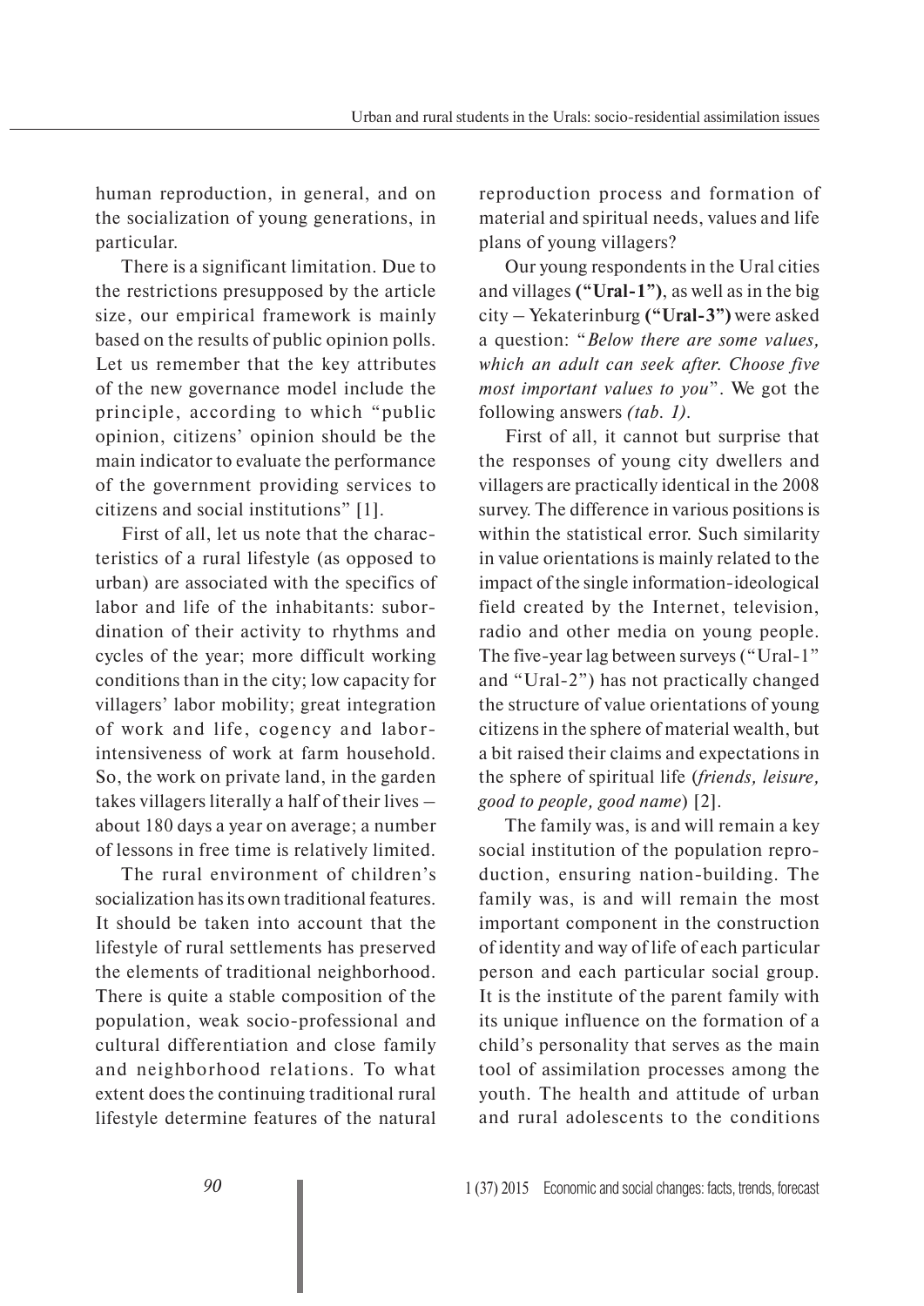human reproduction, in general, and on the socialization of young generations, in particular.

There is a significant limitation. Due to the restrictions presupposed by the article size, our empirical framework is mainly based on the results of public opinion polls. Let us remember that the key attributes of the new governance model include the principle, according to which "public opinion, citizens' opinion should be the main indicator to evaluate the performance of the government providing services to citizens and social institutions" [1].

First of all, let us note that the characteristics of a rural lifestyle (as opposed to urban) are associated with the specifics of labor and life of the inhabitants: subordination of their activity to rhythms and cycles of the year; more difficult working conditions than in the city; low capacity for villagers' labor mobility; great integration of work and life, cogency and labor-intensiveness of work at farm household. So, the work on private land, in the garden takes villagers literally a half of their lives – about 180 days a year on average; a number of lessons in free time is relatively limited.

The rural environment of children's socialization has its own traditional features. It should be taken into account that the lifestyle of rural settlements has preserved the elements of traditional neighborhood. There is quite a stable composition of the population, weak socio-professional and cultural differentiation and close family and neighborhood relations. To what extent does the continuing traditional rural lifestyle determine features of the natural reproduction process and formation of material and spiritual needs, values and life plans of young villagers?

Our young respondents in the Ural cities and villages **("Ural-1")**, as well as in the big city – Yekaterinburg **("Ural-3")** were asked a question: "*Below there are some values, which an adult can seek after. Choose five most important values to you*". We got the following answers *(tab. 1).*

First of all, it cannot but surprise that the responses of young city dwellers and villagers are practically identical in the 2008 survey. The difference in various positions is within the statistical error. Such similarity in value orientations is mainly related to the impact of the single information-ideological field created by the Internet, television, radio and other media on young people. The five-year lag between surveys ("Ural-1" and "Ural-2") has not practically changed the structure of value orientations of young citizens in the sphere of material wealth, but a bit raised their claims and expectations in the sphere of spiritual life (*friends, leisure, good to people, good name*) [2].

The family was, is and will remain a key social institution of the population reproduction, ensuring nation-building. The family was, is and will remain the most important component in the construction of identity and way of life of each particular person and each particular social group. It is the institute of the parent family with its unique influence on the formation of a child's personality that serves as the main tool of assimilation processes among the youth. The health and attitude of urban and rural adolescents to the conditions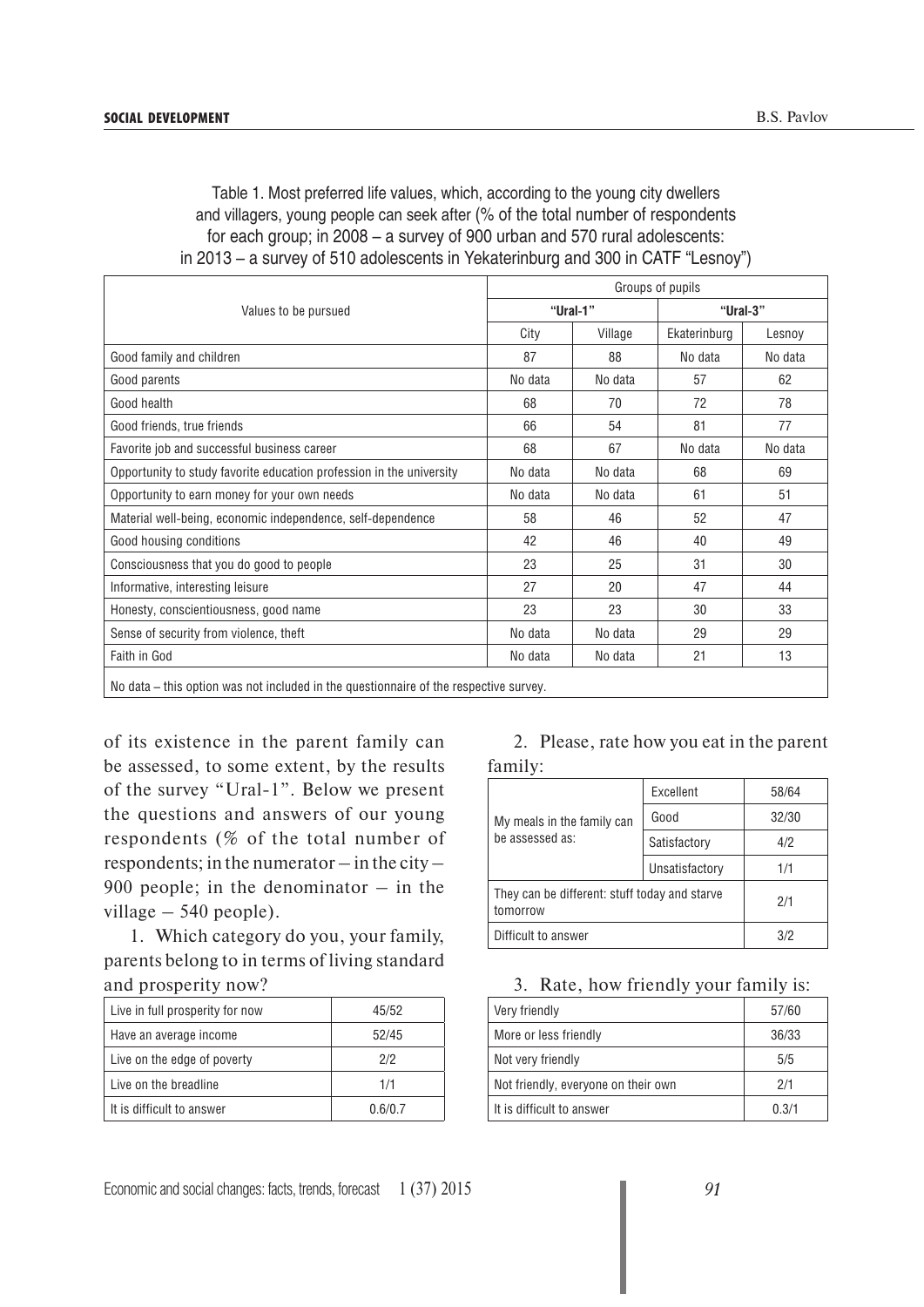Table 1. Most preferred life values, which, according to the young city dwellers and villagers, young people can seek after (% of the total number of respondents for each group; in 2008 – a survey of 900 urban and 570 rural adolescents: in 2013 – a survey of 510 adolescents in Yekaterinburg and 300 in CATF "Lesnoy")

| Values to be pursued | Groups of pupils | | | |
|---|---|---|---|---|
| | **"Ural-1"** | | **"Ural-3"** | |
| | City | Village | Ekaterinburg | Lesnoy |
| Good family and children | 87 | 88 | No data | No data |
| Good parents | No data | No data | 57 | 62 |
| Good health | 68 | 70 | 72 | 78 |
| Good friends, true friends | 66 | 54 | 81 | 77 |
| Favorite job and successful business career | 68 | 67 | No data | No data |
| Opportunity to study favorite education profession in the university | No data | No data | 68 | 69 |
| Opportunity to earn money for your own needs | No data | No data | 61 | 51 |
| Material well-being, economic independence, self-dependence | 58 | 46 | 52 | 47 |
| Good housing conditions | 42 | 46 | 40 | 49 |
| Consciousness that you do good to people | 23 | 25 | 31 | 30 |
| Informative, interesting leisure | 27 | 20 | 47 | 44 |
| Honesty, conscientiousness, good name | 23 | 23 | 30 | 33 |
| Sense of security from violence, theft | No data | No data | 29 | 29 |
| Faith in God | No data | No data | 21 | 13 |

No data – this option was not included in the questionnaire of the respective survey.

of its existence in the parent family can be assessed, to some extent, by the results of the survey "Ural-1". Below we present the questions and answers of our young respondents (% of the total number of respondents; in the numerator – in the city – 900 people; in the denominator – in the village – 540 people).

1. Which category do you, your family, parents belong to in terms of living standard and prosperity now?

| | |
|---|---|
| Live in full prosperity for now | 45/52 |
| Have an average income | 52/45 |
| Live on the edge of poverty | 2/2 |
| Live on the breadline | 1/1 |
| It is difficult to answer | 0.6/0.7 |

2. Please, rate how you eat in the parent family:

| | | |
|---|---|---|
| My meals in the family can be assessed as: | Excellent | 58/64 |
| | Good | 32/30 |
| | Satisfactory | 4/2 |
| | Unsatisfactory | 1/1 |
| They can be different: stuff today and starve tomorrow | | 2/1 |
| Difficult to answer | | 3/2 |

3. Rate, how friendly your family is:

| | |
|---|---|
| Very friendly | 57/60 |
| More or less friendly | 36/33 |
| Not very friendly | 5/5 |
| Not friendly, everyone on their own | 2/1 |
| It is difficult to answer | 0.3/1 |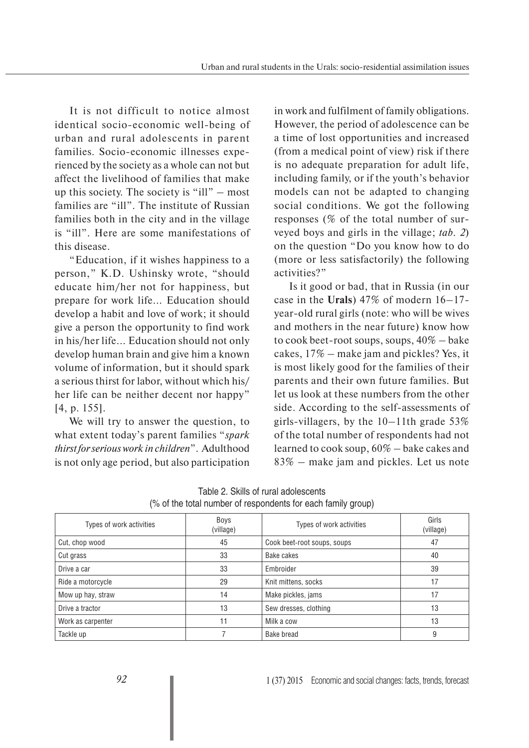It is not difficult to notice almost identical socio-economic well-being of urban and rural adolescents in parent families. Socio-economic illnesses experienced by the society as a whole can not but affect the livelihood of families that make up this society. The society is "ill" – most families are "ill". The institute of Russian families both in the city and in the village is "ill". Here are some manifestations of this disease.

"Education, if it wishes happiness to a person," K.D. Ushinsky wrote, "should educate him/her not for happiness, but prepare for work life... Education should develop a habit and love of work; it should give a person the opportunity to find work in his/her life... Education should not only develop human brain and give him a known volume of information, but it should spark a serious thirst for labor, without which his/her life can be neither decent nor happy" [4, p. 155].

We will try to answer the question, to what extent today's parent families "*spark thirst for serious work in children*". Adulthood is not only age period, but also participation in work and fulfilment of family obligations. However, the period of adolescence can be a time of lost opportunities and increased (from a medical point of view) risk if there is no adequate preparation for adult life, including family, or if the youth's behavior models can not be adapted to changing social conditions. We got the following responses (% of the total number of surveyed boys and girls in the village; *tab. 2*) on the question "Do you know how to do (more or less satisfactorily) the following activities?"

Is it good or bad, that in Russia (in our case in the **Urals**) 47% of modern 16–17-year-old rural girls (note: who will be wives and mothers in the near future) know how to cook beet-root soups, soups, 40% – bake cakes, 17% – make jam and pickles? Yes, it is most likely good for the families of their parents and their own future families. But let us look at these numbers from the other side. According to the self-assessments of girls-villagers, by the 10–11th grade 53% of the total number of respondents had not learned to cook soup, 60% – bake cakes and 83% – make jam and pickles. Let us note

Table 2. Skills of rural adolescents (% of the total number of respondents for each family group)

| Types of work activities | Boys (village) | Types of work activities | Girls (village) |
|---|---|---|---|
| Cut, chop wood | 45 | Cook beet-root soups, soups | 47 |
| Cut grass | 33 | Bake cakes | 40 |
| Drive a car | 33 | Embroider | 39 |
| Ride a motorcycle | 29 | Knit mittens, socks | 17 |
| Mow up hay, straw | 14 | Make pickles, jams | 17 |
| Drive a tractor | 13 | Sew dresses, clothing | 13 |
| Work as carpenter | 11 | Milk a cow | 13 |
| Tackle up | 7 | Bake bread | 9 |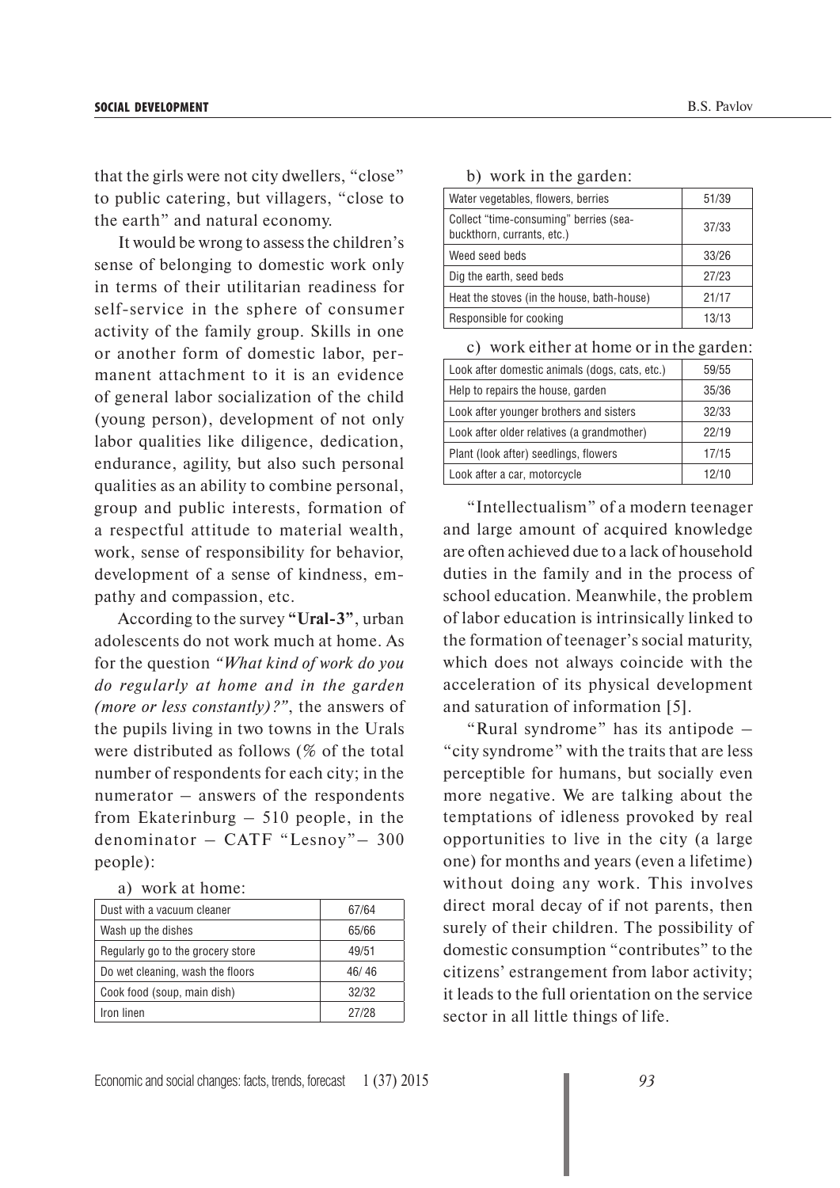that the girls were not city dwellers, "close" to public catering, but villagers, "close to the earth" and natural economy.

It would be wrong to assess the children's sense of belonging to domestic work only in terms of their utilitarian readiness for self-service in the sphere of consumer activity of the family group. Skills in one or another form of domestic labor, permanent attachment to it is an evidence of general labor socialization of the child (young person), development of not only labor qualities like diligence, dedication, endurance, agility, but also such personal qualities as an ability to combine personal, group and public interests, formation of a respectful attitude to material wealth, work, sense of responsibility for behavior, development of a sense of kindness, empathy and compassion, etc.

According to the survey **"Ural-3"**, urban adolescents do not work much at home. As for the question *"What kind of work do you do regularly at home and in the garden (more or less constantly)?"*, the answers of the pupils living in two towns in the Urals were distributed as follows (% of the total number of respondents for each city; in the numerator – answers of the respondents from Ekaterinburg – 510 people, in the denominator – CATF "Lesnoy"– 300 people):

a) work at home:

| | |
|---|---|
| Dust with a vacuum cleaner | 67/64 |
| Wash up the dishes | 65/66 |
| Regularly go to the grocery store | 49/51 |
| Do wet cleaning, wash the floors | 46/ 46 |
| Cook food (soup, main dish) | 32/32 |
| Iron linen | 27/28 |

b) work in the garden:

| | |
|---|---|
| Water vegetables, flowers, berries | 51/39 |
| Collect "time-consuming" berries (sea-buckthorn, currants, etc.) | 37/33 |
| Weed seed beds | 33/26 |
| Dig the earth, seed beds | 27/23 |
| Heat the stoves (in the house, bath-house) | 21/17 |
| Responsible for cooking | 13/13 |

c) work either at home or in the garden:

| | |
|---|---|
| Look after domestic animals (dogs, cats, etc.) | 59/55 |
| Help to repairs the house, garden | 35/36 |
| Look after younger brothers and sisters | 32/33 |
| Look after older relatives (a grandmother) | 22/19 |
| Plant (look after) seedlings, flowers | 17/15 |
| Look after a car, motorcycle | 12/10 |

"Intellectualism" of a modern teenager and large amount of acquired knowledge are often achieved due to a lack of household duties in the family and in the process of school education. Meanwhile, the problem of labor education is intrinsically linked to the formation of teenager's social maturity, which does not always coincide with the acceleration of its physical development and saturation of information [5].

"Rural syndrome" has its antipode – "city syndrome" with the traits that are less perceptible for humans, but socially even more negative. We are talking about the temptations of idleness provoked by real opportunities to live in the city (a large one) for months and years (even a lifetime) without doing any work. This involves direct moral decay of if not parents, then surely of their children. The possibility of domestic consumption "contributes" to the citizens' estrangement from labor activity; it leads to the full orientation on the service sector in all little things of life.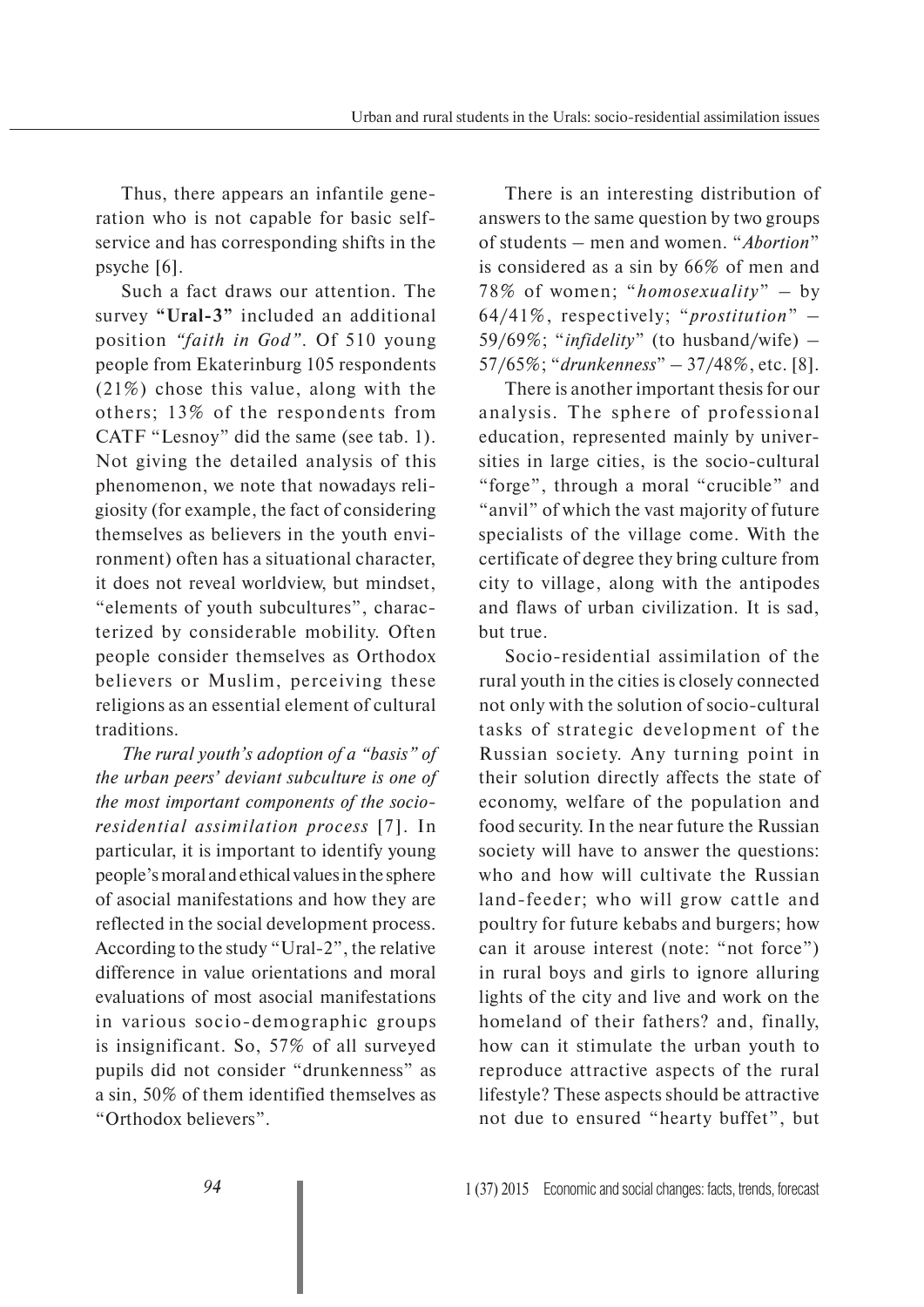Thus, there appears an infantile generation who is not capable for basic self-service and has corresponding shifts in the psyche [6].

Such a fact draws our attention. The survey **"Ural-3"** included an additional position *"faith in God"*. Of 510 young people from Ekaterinburg 105 respondents (21%) chose this value, along with the others; 13% of the respondents from CATF "Lesnoy" did the same (see tab. 1). Not giving the detailed analysis of this phenomenon, we note that nowadays religiosity (for example, the fact of considering themselves as believers in the youth environment) often has a situational character, it does not reveal worldview, but mindset, "elements of youth subcultures", characterized by considerable mobility. Often people consider themselves as Orthodox believers or Muslim, perceiving these religions as an essential element of cultural traditions.

*The rural youth's adoption of a "basis" of the urban peers' deviant subculture is one of the most important components of the socio-residential assimilation process* [7]. In particular, it is important to identify young people's moral and ethical values in the sphere of asocial manifestations and how they are reflected in the social development process. According to the study "Ural-2", the relative difference in value orientations and moral evaluations of most asocial manifestations in various socio-demographic groups is insignificant. So, 57% of all surveyed pupils did not consider "drunkenness" as a sin, 50% of them identified themselves as "Orthodox believers".

There is an interesting distribution of answers to the same question by two groups of students – men and women. "*Abortion*" is considered as a sin by 66% of men and 78% of women; "*homosexuality*" – by 64/41%, respectively; "*prostitution*" – 59/69%; "*infidelity*" (to husband/wife) – 57/65%; "*drunkenness*" – 37/48%, etc. [8].

There is another important thesis for our analysis. The sphere of professional education, represented mainly by universities in large cities, is the socio-cultural "forge", through a moral "crucible" and "anvil" of which the vast majority of future specialists of the village come. With the certificate of degree they bring culture from city to village, along with the antipodes and flaws of urban civilization. It is sad, but true.

Socio-residential assimilation of the rural youth in the cities is closely connected not only with the solution of socio-cultural tasks of strategic development of the Russian society. Any turning point in their solution directly affects the state of economy, welfare of the population and food security. In the near future the Russian society will have to answer the questions: who and how will cultivate the Russian land-feeder; who will grow cattle and poultry for future kebabs and burgers; how can it arouse interest (note: "not force") in rural boys and girls to ignore alluring lights of the city and live and work on the homeland of their fathers? and, finally, how can it stimulate the urban youth to reproduce attractive aspects of the rural lifestyle? These aspects should be attractive not due to ensured "hearty buffet", but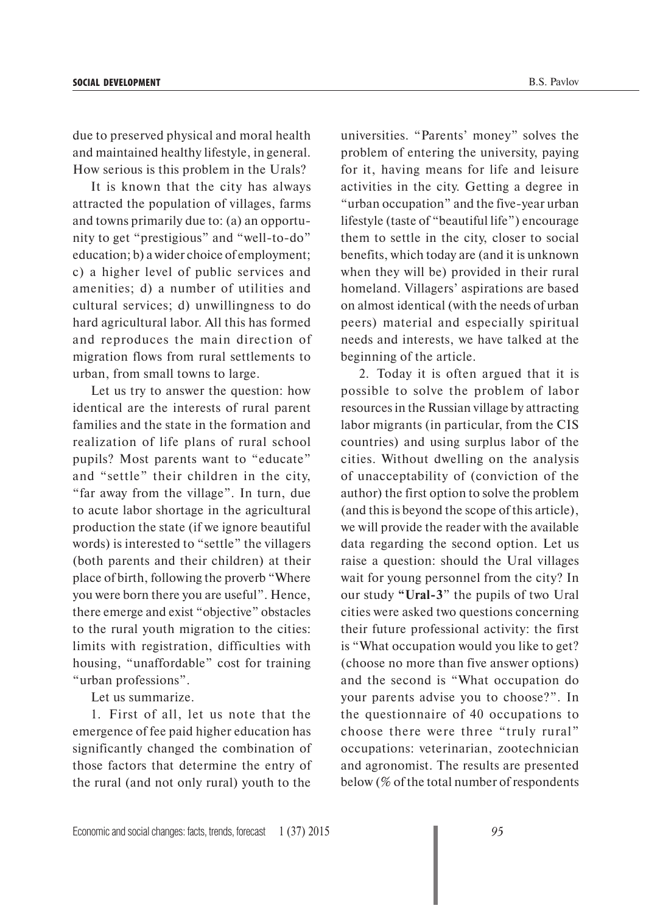due to preserved physical and moral health and maintained healthy lifestyle, in general. How serious is this problem in the Urals?

It is known that the city has always attracted the population of villages, farms and towns primarily due to: (a) an opportunity to get "prestigious" and "well-to-do" education; b) a wider choice of employment; c) a higher level of public services and amenities; d) a number of utilities and cultural services; d) unwillingness to do hard agricultural labor. All this has formed and reproduces the main direction of migration flows from rural settlements to urban, from small towns to large.

Let us try to answer the question: how identical are the interests of rural parent families and the state in the formation and realization of life plans of rural school pupils? Most parents want to "educate" and "settle" their children in the city, "far away from the village". In turn, due to acute labor shortage in the agricultural production the state (if we ignore beautiful words) is interested to "settle" the villagers (both parents and their children) at their place of birth, following the proverb "Where you were born there you are useful". Hence, there emerge and exist "objective" obstacles to the rural youth migration to the cities: limits with registration, difficulties with housing, "unaffordable" cost for training "urban professions".

Let us summarize.

1. First of all, let us note that the emergence of fee paid higher education has significantly changed the combination of those factors that determine the entry of the rural (and not only rural) youth to the universities. "Parents' money" solves the problem of entering the university, paying for it, having means for life and leisure activities in the city. Getting a degree in "urban occupation" and the five-year urban lifestyle (taste of "beautiful life") encourage them to settle in the city, closer to social benefits, which today are (and it is unknown when they will be) provided in their rural homeland. Villagers' aspirations are based on almost identical (with the needs of urban peers) material and especially spiritual needs and interests, we have talked at the beginning of the article.

2. Today it is often argued that it is possible to solve the problem of labor resources in the Russian village by attracting labor migrants (in particular, from the CIS countries) and using surplus labor of the cities. Without dwelling on the analysis of unacceptability of (conviction of the author) the first option to solve the problem (and this is beyond the scope of this article), we will provide the reader with the available data regarding the second option. Let us raise a question: should the Ural villages wait for young personnel from the city? In our study **"Ural-3"** the pupils of two Ural cities were asked two questions concerning their future professional activity: the first is "What occupation would you like to get? (choose no more than five answer options) and the second is "What occupation do your parents advise you to choose?". In the questionnaire of 40 occupations to choose there were three "truly rural" occupations: veterinarian, zootechnician and agronomist. The results are presented below (% of the total number of respondents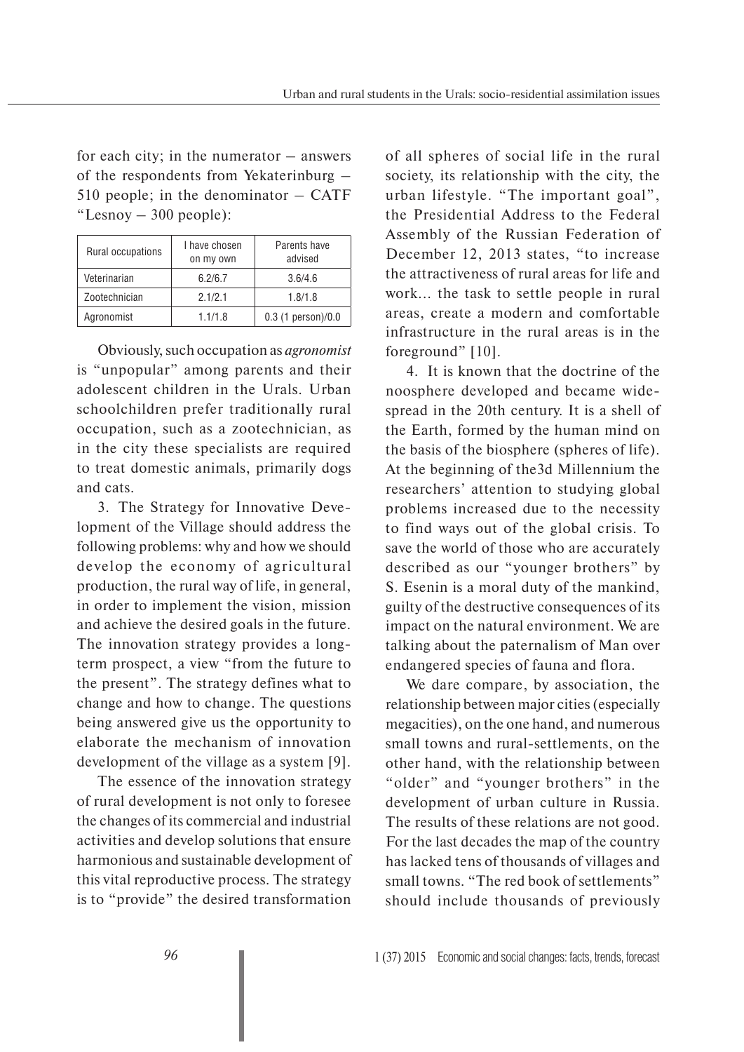for each city; in the numerator – answers of the respondents from Yekaterinburg – 510 people; in the denominator – CATF "Lesnoy – 300 people):

| Rural occupations | I have chosen on my own | Parents have advised |
| --- | --- | --- |
| Veterinarian | 6.2/6.7 | 3.6/4.6 |
| Zootechnician | 2.1/2.1 | 1.8/1.8 |
| Agronomist | 1.1/1.8 | 0.3 (1 person)/0.0 |

Obviously, such occupation as *agronomist* is "unpopular" among parents and their adolescent children in the Urals. Urban schoolchildren prefer traditionally rural occupation, such as a zootechnician, as in the city these specialists are required to treat domestic animals, primarily dogs and cats.

3. The Strategy for Innovative Development of the Village should address the following problems: why and how we should develop the economy of agricultural production, the rural way of life, in general, in order to implement the vision, mission and achieve the desired goals in the future. The innovation strategy provides a long-term prospect, a view "from the future to the present". The strategy defines what to change and how to change. The questions being answered give us the opportunity to elaborate the mechanism of innovation development of the village as a system [9].

The essence of the innovation strategy of rural development is not only to foresee the changes of its commercial and industrial activities and develop solutions that ensure harmonious and sustainable development of this vital reproductive process. The strategy is to "provide" the desired transformation of all spheres of social life in the rural society, its relationship with the city, the urban lifestyle. "The important goal", the Presidential Address to the Federal Assembly of the Russian Federation of December 12, 2013 states, "to increase the attractiveness of rural areas for life and work... the task to settle people in rural areas, create a modern and comfortable infrastructure in the rural areas is in the foreground" [10].

4. It is known that the doctrine of the noosphere developed and became widespread in the 20th century. It is a shell of the Earth, formed by the human mind on the basis of the biosphere (spheres of life). At the beginning of the3d Millennium the researchers' attention to studying global problems increased due to the necessity to find ways out of the global crisis. To save the world of those who are accurately described as our "younger brothers" by S. Esenin is a moral duty of the mankind, guilty of the destructive consequences of its impact on the natural environment. We are talking about the paternalism of Man over endangered species of fauna and flora.

We dare compare, by association, the relationship between major cities (especially megacities), on the one hand, and numerous small towns and rural-settlements, on the other hand, with the relationship between "older" and "younger brothers" in the development of urban culture in Russia. The results of these relations are not good. For the last decades the map of the country has lacked tens of thousands of villages and small towns. "The red book of settlements" should include thousands of previously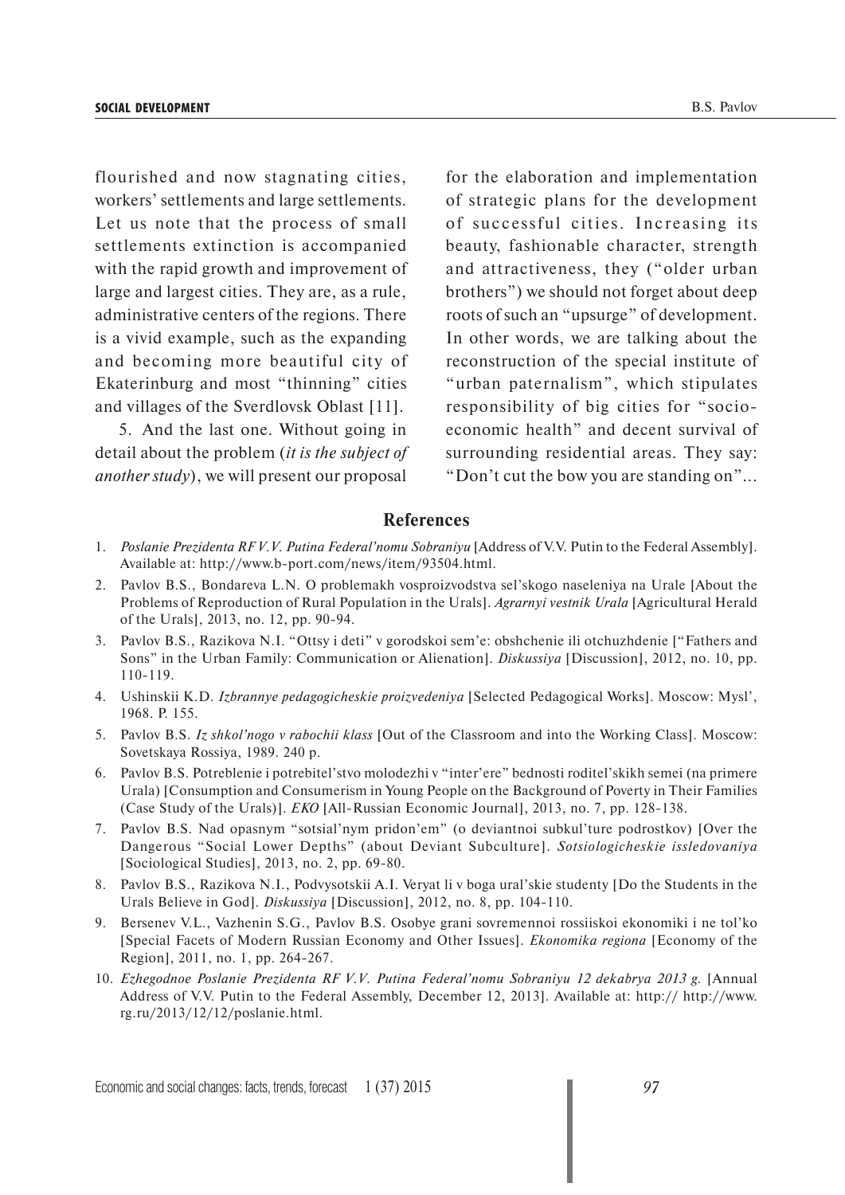flourished and now stagnating cities, workers' settlements and large settlements. Let us note that the process of small settlements extinction is accompanied with the rapid growth and improvement of large and largest cities. They are, as a rule, administrative centers of the regions. There is a vivid example, such as the expanding and becoming more beautiful city of Ekaterinburg and most "thinning" cities and villages of the Sverdlovsk Oblast [11].

5. And the last one. Without going in detail about the problem (*it is the subject of another study*), we will present our proposal for the elaboration and implementation of strategic plans for the development of successful cities. Increasing its beauty, fashionable character, strength and attractiveness, they ("older urban brothers") we should not forget about deep roots of such an "upsurge" of development. In other words, we are talking about the reconstruction of the special institute of "urban paternalism", which stipulates responsibility of big cities for "socio-economic health" and decent survival of surrounding residential areas. They say: "Don't cut the bow you are standing on"...

## References

1. *Poslanie Prezidenta RF V.V. Putina Federal'nomu Sobraniyu* [Address of V.V. Putin to the Federal Assembly]. Available at: http://www.b-port.com/news/item/93504.html.
2. Pavlov B.S., Bondareva L.N. O problemakh vosproizvodstva sel'skogo naseleniya na Urale [About the Problems of Reproduction of Rural Population in the Urals]. *Agrarnyi vestnik Urala* [Agricultural Herald of the Urals], 2013, no. 12, pp. 90-94.
3. Pavlov B.S., Razikova N.I. "Ottsy i deti" v gorodskoi sem'e: obshchenie ili otchuzhdenie ["Fathers and Sons" in the Urban Family: Communication or Alienation]. *Diskussiya* [Discussion], 2012, no. 10, pp. 110-119.
4. Ushinskii K.D. *Izbrannye pedagogicheskie proizvedeniya* [Selected Pedagogical Works]. Moscow: Mysl', 1968. P. 155.
5. Pavlov B.S. *Iz shkol'nogo v rabochii klass* [Out of the Classroom and into the Working Class]. Moscow: Sovetskaya Rossiya, 1989. 240 p.
6. Pavlov B.S. Potreblenie i potrebitel'stvo molodezhi v "inter'ere" bednosti roditel'skikh semei (na primere Urala) [Consumption and Consumerism in Young People on the Background of Poverty in Their Families (Case Study of the Urals)]. *EKO* [All-Russian Economic Journal], 2013, no. 7, pp. 128-138.
7. Pavlov B.S. Nad opasnym "sotsial'nym pridon'em" (o deviantnoi subkul'ture podrostkov) [Over the Dangerous "Social Lower Depths" (about Deviant Subculture]. *Sotsiologicheskie issledovaniya* [Sociological Studies], 2013, no. 2, pp. 69-80.
8. Pavlov B.S., Razikova N.I., Podvysotskii A.I. Veryat li v boga ural'skie studenty [Do the Students in the Urals Believe in God]. *Diskussiya* [Discussion], 2012, no. 8, pp. 104-110.
9. Bersenev V.L., Vazhenin S.G., Pavlov B.S. Osobye grani sovremennoi rossiiskoi ekonomiki i ne tol'ko [Special Facets of Modern Russian Economy and Other Issues]. *Ekonomika regiona* [Economy of the Region], 2011, no. 1, pp. 264-267.
10. *Ezhegodnoe Poslanie Prezidenta RF V.V. Putina Federal'nomu Sobraniyu 12 dekabrya 2013 g.* [Annual Address of V.V. Putin to the Federal Assembly, December 12, 2013]. Available at: http:// http://www.rg.ru/2013/12/12/poslanie.html.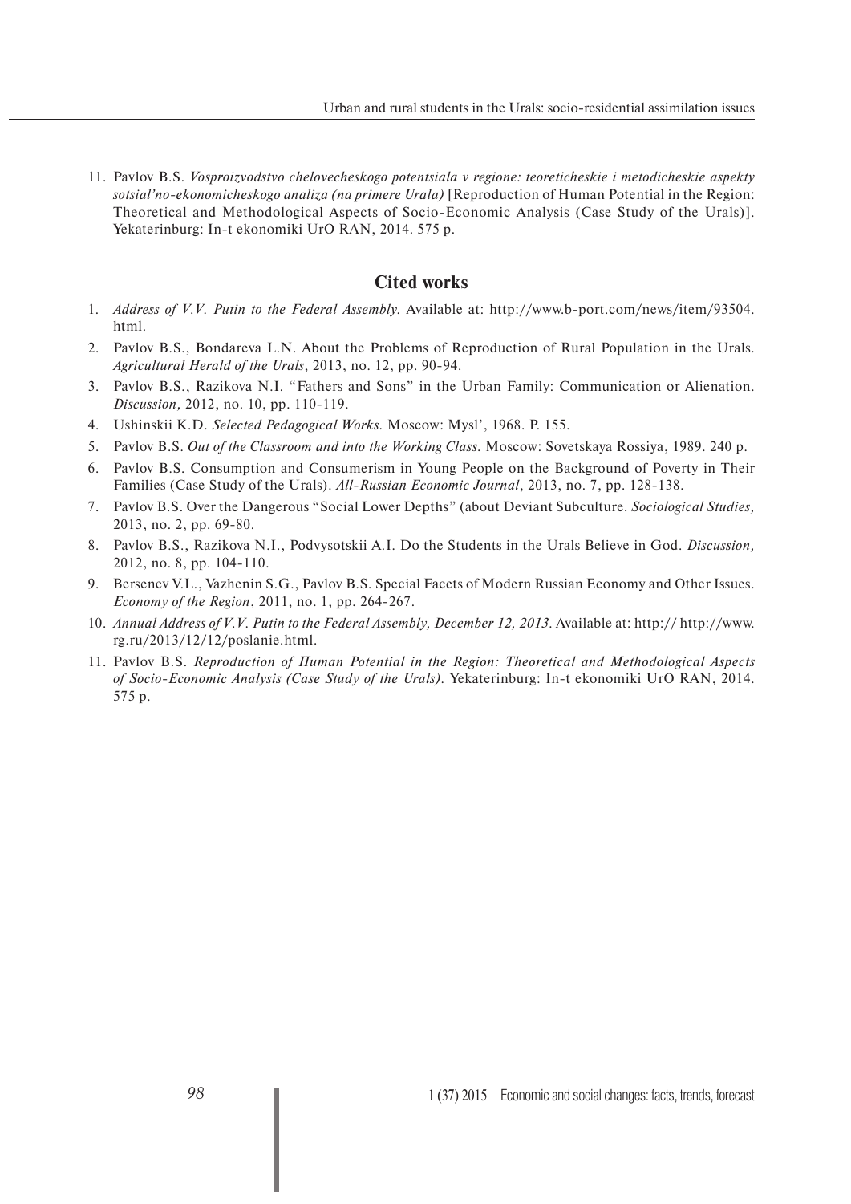11. Pavlov B.S. *Vosproizvodstvo chelovecheskogo potentsiala v regione: teoreticheskie i metodicheskie aspekty sotsial'no-ekonomicheskogo analiza (na primere Urala)* [Reproduction of Human Potential in the Region: Theoretical and Methodological Aspects of Socio-Economic Analysis (Case Study of the Urals)]. Yekaterinburg: In-t ekonomiki UrO RAN, 2014. 575 p.

## Cited works

1. *Address of V.V. Putin to the Federal Assembly.* Available at: http://www.b-port.com/news/item/93504.html.
2. Pavlov B.S., Bondareva L.N. About the Problems of Reproduction of Rural Population in the Urals. *Agricultural Herald of the Urals*, 2013, no. 12, pp. 90-94.
3. Pavlov B.S., Razikova N.I. "Fathers and Sons" in the Urban Family: Communication or Alienation. *Discussion,* 2012, no. 10, pp. 110-119.
4. Ushinskii K.D. *Selected Pedagogical Works.* Moscow: Mysl', 1968. P. 155.
5. Pavlov B.S. *Out of the Classroom and into the Working Class.* Moscow: Sovetskaya Rossiya, 1989. 240 p.
6. Pavlov B.S. Consumption and Consumerism in Young People on the Background of Poverty in Their Families (Case Study of the Urals). *All-Russian Economic Journal*, 2013, no. 7, pp. 128-138.
7. Pavlov B.S. Over the Dangerous "Social Lower Depths" (about Deviant Subculture. *Sociological Studies,* 2013, no. 2, pp. 69-80.
8. Pavlov B.S., Razikova N.I., Podvysotskii A.I. Do the Students in the Urals Believe in God. *Discussion,* 2012, no. 8, pp. 104-110.
9. Bersenev V.L., Vazhenin S.G., Pavlov B.S. Special Facets of Modern Russian Economy and Other Issues. *Economy of the Region*, 2011, no. 1, pp. 264-267.
10. *Annual Address of V.V. Putin to the Federal Assembly, December 12, 2013.* Available at: http:// http://www.rg.ru/2013/12/12/poslanie.html.
11. Pavlov B.S. *Reproduction of Human Potential in the Region: Theoretical and Methodological Aspects of Socio-Economic Analysis (Case Study of the Urals).* Yekaterinburg: In-t ekonomiki UrO RAN, 2014. 575 p.